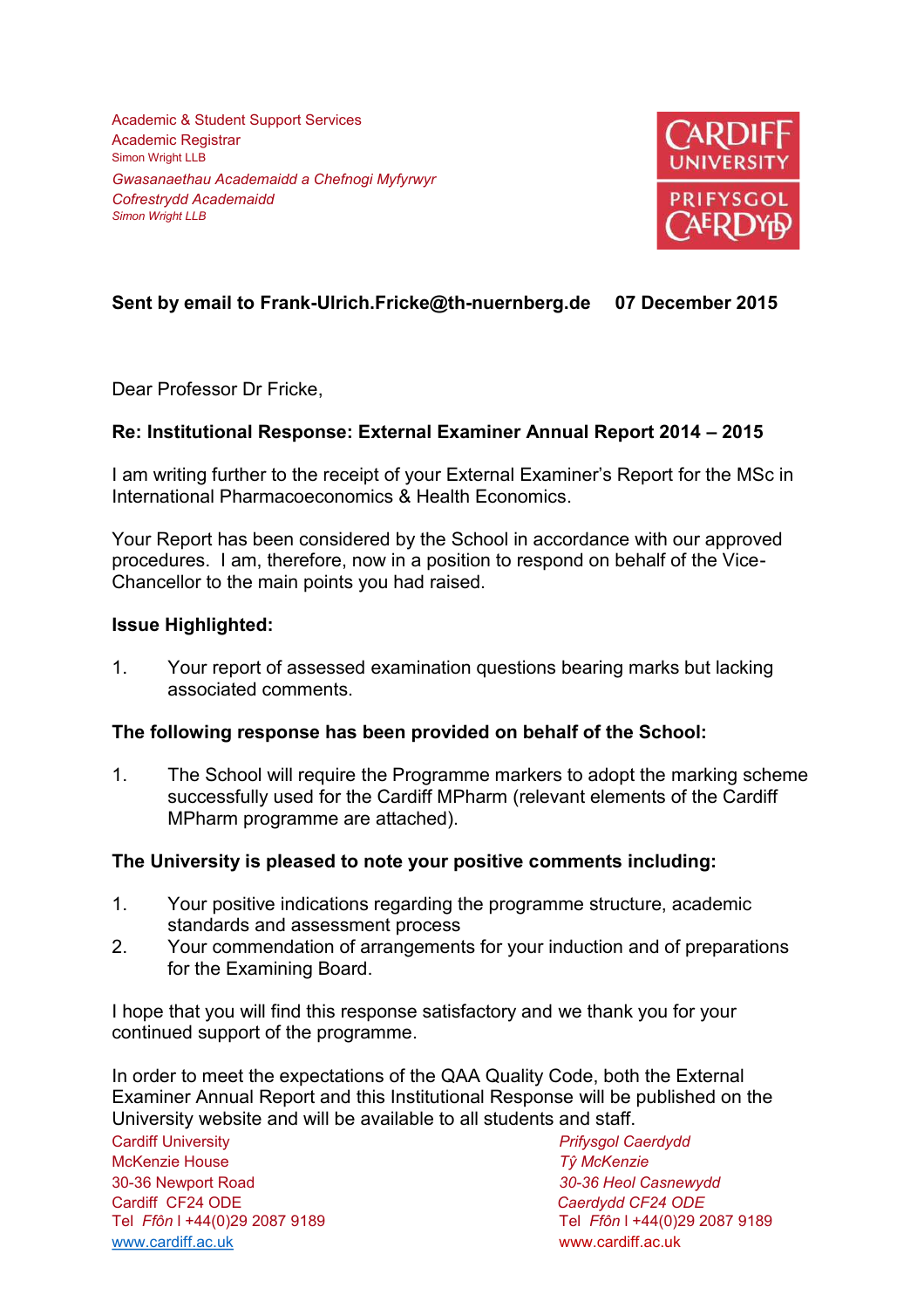Academic & Student Support Services
Academic Registrar
Simon Wright LLB

*Gwasanaethau Academaidd a Chefnogi Myfyrwyr*
*Cofrestrydd Academaidd*
*Simon Wright LLB*

CARDIFF UNIVERSITY
PRIFYSGOL CAERDYDD

**Sent by email to Frank-Ulrich.Fricke@th-nuernberg.de     07 December 2015**

Dear Professor Dr Fricke,

**Re: Institutional Response: External Examiner Annual Report 2014 – 2015**

I am writing further to the receipt of your External Examiner's Report for the MSc in International Pharmacoeconomics & Health Economics.

Your Report has been considered by the School in accordance with our approved procedures. I am, therefore, now in a position to respond on behalf of the Vice-Chancellor to the main points you had raised.

**Issue Highlighted:**

1. Your report of assessed examination questions bearing marks but lacking associated comments.

**The following response has been provided on behalf of the School:**

1. The School will require the Programme markers to adopt the marking scheme successfully used for the Cardiff MPharm (relevant elements of the Cardiff MPharm programme are attached).

**The University is pleased to note your positive comments including:**

1. Your positive indications regarding the programme structure, academic standards and assessment process
2. Your commendation of arrangements for your induction and of preparations for the Examining Board.

I hope that you will find this response satisfactory and we thank you for your continued support of the programme.

In order to meet the expectations of the QAA Quality Code, both the External Examiner Annual Report and this Institutional Response will be published on the University website and will be available to all students and staff.

Cardiff University
McKenzie House
30-36 Newport Road
Cardiff CF24 ODE
Tel *Ffôn* | +44(0)29 2087 9189
www.cardiff.ac.uk

*Prifysgol Caerdydd*
*Tŷ McKenzie*
*30-36 Heol Casnewydd*
*Caerdydd CF24 ODE*
Tel *Ffôn* | +44(0)29 2087 9189
www.cardiff.ac.uk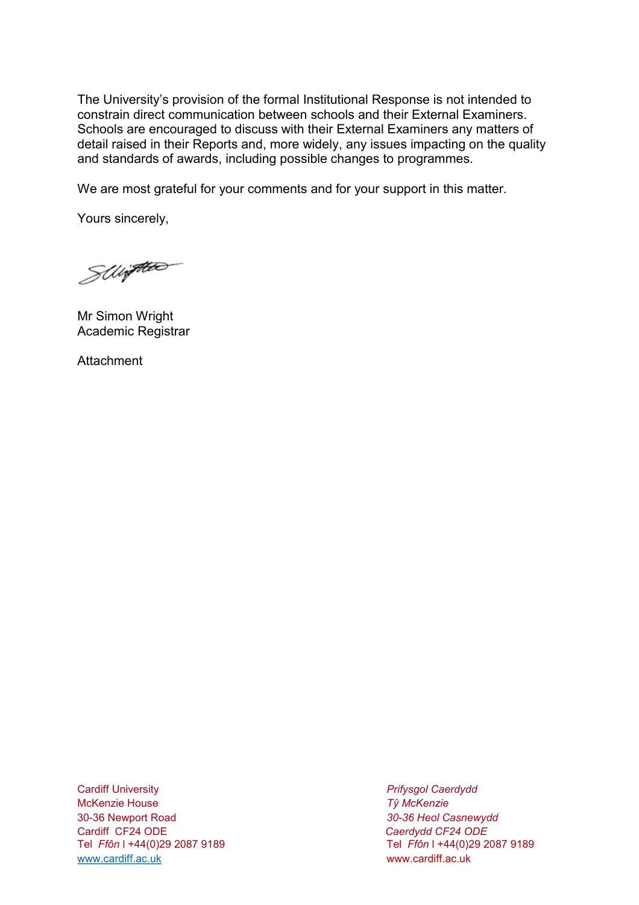The University's provision of the formal Institutional Response is not intended to constrain direct communication between schools and their External Examiners. Schools are encouraged to discuss with their External Examiners any matters of detail raised in their Reports and, more widely, any issues impacting on the quality and standards of awards, including possible changes to programmes.

We are most grateful for your comments and for your support in this matter.

Yours sincerely,

Mr Simon Wright
Academic Registrar

Attachment

Cardiff University
McKenzie House
30-36 Newport Road
Cardiff CF24 ODE
Tel *Ffôn* l +44(0)29 2087 9189
www.cardiff.ac.uk

*Prifysgol Caerdydd*
*Tŷ McKenzie*
*30-36 Heol Casnewydd*
*Caerdydd CF24 ODE*
Tel *Ffôn* l +44(0)29 2087 9189
www.cardiff.ac.uk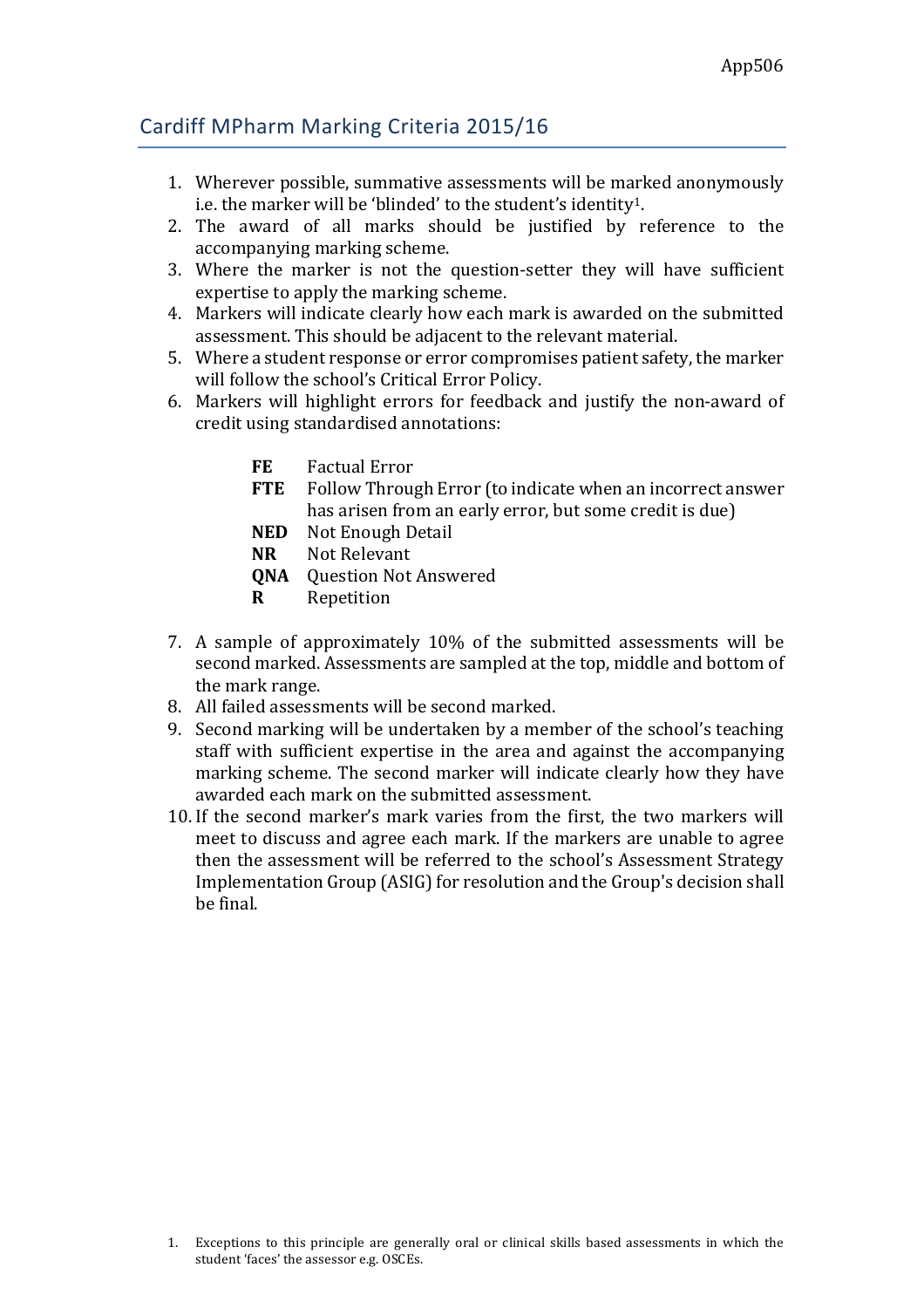## Cardiff MPharm Marking Criteria 2015/16

1. Wherever possible, summative assessments will be marked anonymously i.e. the marker will be 'blinded' to the student's identity[1].
2. The award of all marks should be justified by reference to the accompanying marking scheme.
3. Where the marker is not the question-setter they will have sufficient expertise to apply the marking scheme.
4. Markers will indicate clearly how each mark is awarded on the submitted assessment. This should be adjacent to the relevant material.
5. Where a student response or error compromises patient safety, the marker will follow the school's Critical Error Policy.
6. Markers will highlight errors for feedback and justify the non-award of credit using standardised annotations:

   **FE** Factual Error
   **FTE** Follow Through Error (to indicate when an incorrect answer has arisen from an early error, but some credit is due)
   **NED** Not Enough Detail
   **NR** Not Relevant
   **QNA** Question Not Answered
   **R** Repetition

7. A sample of approximately 10% of the submitted assessments will be second marked. Assessments are sampled at the top, middle and bottom of the mark range.
8. All failed assessments will be second marked.
9. Second marking will be undertaken by a member of the school's teaching staff with sufficient expertise in the area and against the accompanying marking scheme. The second marker will indicate clearly how they have awarded each mark on the submitted assessment.
10. If the second marker's mark varies from the first, the two markers will meet to discuss and agree each mark. If the markers are unable to agree then the assessment will be referred to the school's Assessment Strategy Implementation Group (ASIG) for resolution and the Group's decision shall be final.

1. Exceptions to this principle are generally oral or clinical skills based assessments in which the student 'faces' the assessor e.g. OSCEs.